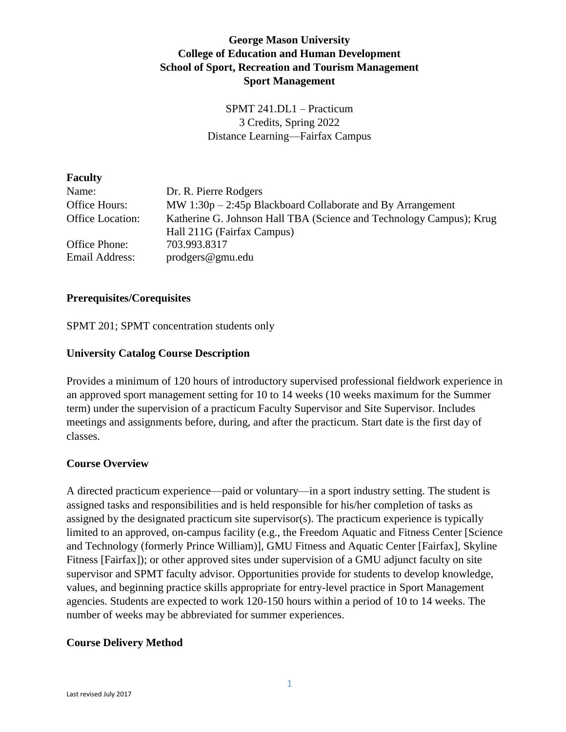# George Mason University
# College of Education and Human Development
# School of Sport, Recreation and Tourism Management
# Sport Management

SPMT 241.DL1 – Practicum
3 Credits, Spring 2022
Distance Learning—Fairfax Campus

## Faculty

| | |
|---|---|
| Name: | Dr. R. Pierre Rodgers |
| Office Hours: | MW 1:30p – 2:45p Blackboard Collaborate and By Arrangement |
| Office Location: | Katherine G. Johnson Hall TBA (Science and Technology Campus); Krug Hall 211G (Fairfax Campus) |
| Office Phone: | 703.993.8317 |
| Email Address: | prodgers@gmu.edu |

## Prerequisites/Corequisites

SPMT 201; SPMT concentration students only

## University Catalog Course Description

Provides a minimum of 120 hours of introductory supervised professional fieldwork experience in an approved sport management setting for 10 to 14 weeks (10 weeks maximum for the Summer term) under the supervision of a practicum Faculty Supervisor and Site Supervisor. Includes meetings and assignments before, during, and after the practicum. Start date is the first day of classes.

## Course Overview

A directed practicum experience—paid or voluntary—in a sport industry setting. The student is assigned tasks and responsibilities and is held responsible for his/her completion of tasks as assigned by the designated practicum site supervisor(s). The practicum experience is typically limited to an approved, on-campus facility (e.g., the Freedom Aquatic and Fitness Center [Science and Technology (formerly Prince William)], GMU Fitness and Aquatic Center [Fairfax], Skyline Fitness [Fairfax]); or other approved sites under supervision of a GMU adjunct faculty on site supervisor and SPMT faculty advisor. Opportunities provide for students to develop knowledge, values, and beginning practice skills appropriate for entry-level practice in Sport Management agencies. Students are expected to work 120-150 hours within a period of 10 to 14 weeks. The number of weeks may be abbreviated for summer experiences.

## Course Delivery Method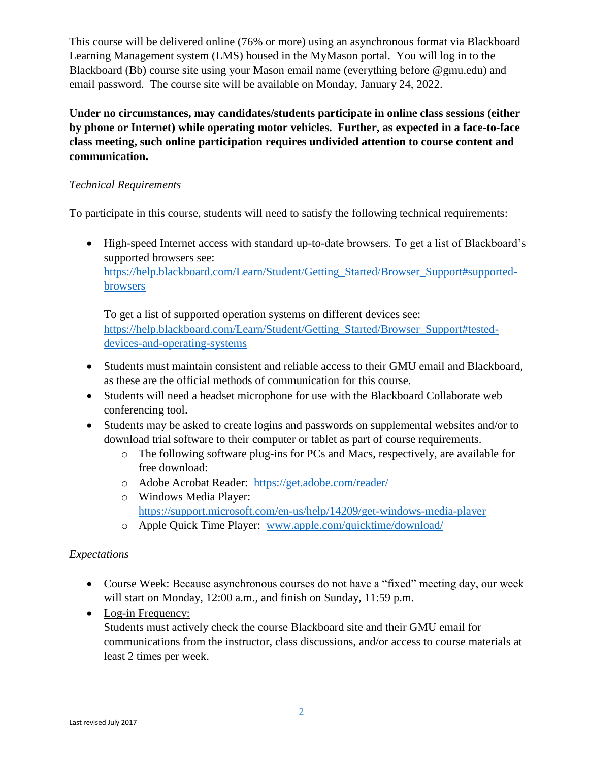This course will be delivered online (76% or more) using an asynchronous format via Blackboard Learning Management system (LMS) housed in the MyMason portal. You will log in to the Blackboard (Bb) course site using your Mason email name (everything before @gmu.edu) and email password. The course site will be available on Monday, January 24, 2022.

**Under no circumstances, may candidates/students participate in online class sessions (either by phone or Internet) while operating motor vehicles. Further, as expected in a face-to-face class meeting, such online participation requires undivided attention to course content and communication.**

*Technical Requirements*

To participate in this course, students will need to satisfy the following technical requirements:

- High-speed Internet access with standard up-to-date browsers. To get a list of Blackboard's supported browsers see: [https://help.blackboard.com/Learn/Student/Getting_Started/Browser_Support#supported-browsers](https://help.blackboard.com/Learn/Student/Getting_Started/Browser_Support#supported-browsers)

  To get a list of supported operation systems on different devices see: [https://help.blackboard.com/Learn/Student/Getting_Started/Browser_Support#tested-devices-and-operating-systems](https://help.blackboard.com/Learn/Student/Getting_Started/Browser_Support#tested-devices-and-operating-systems)
- Students must maintain consistent and reliable access to their GMU email and Blackboard, as these are the official methods of communication for this course.
- Students will need a headset microphone for use with the Blackboard Collaborate web conferencing tool.
- Students may be asked to create logins and passwords on supplemental websites and/or to download trial software to their computer or tablet as part of course requirements.
  - The following software plug-ins for PCs and Macs, respectively, are available for free download:
  - Adobe Acrobat Reader: [https://get.adobe.com/reader/](https://get.adobe.com/reader/)
  - Windows Media Player: [https://support.microsoft.com/en-us/help/14209/get-windows-media-player](https://support.microsoft.com/en-us/help/14209/get-windows-media-player)
  - Apple Quick Time Player: [www.apple.com/quicktime/download/](www.apple.com/quicktime/download/)

*Expectations*

- Course Week: Because asynchronous courses do not have a "fixed" meeting day, our week will start on Monday, 12:00 a.m., and finish on Sunday, 11:59 p.m.
- Log-in Frequency:
  Students must actively check the course Blackboard site and their GMU email for communications from the instructor, class discussions, and/or access to course materials at least 2 times per week.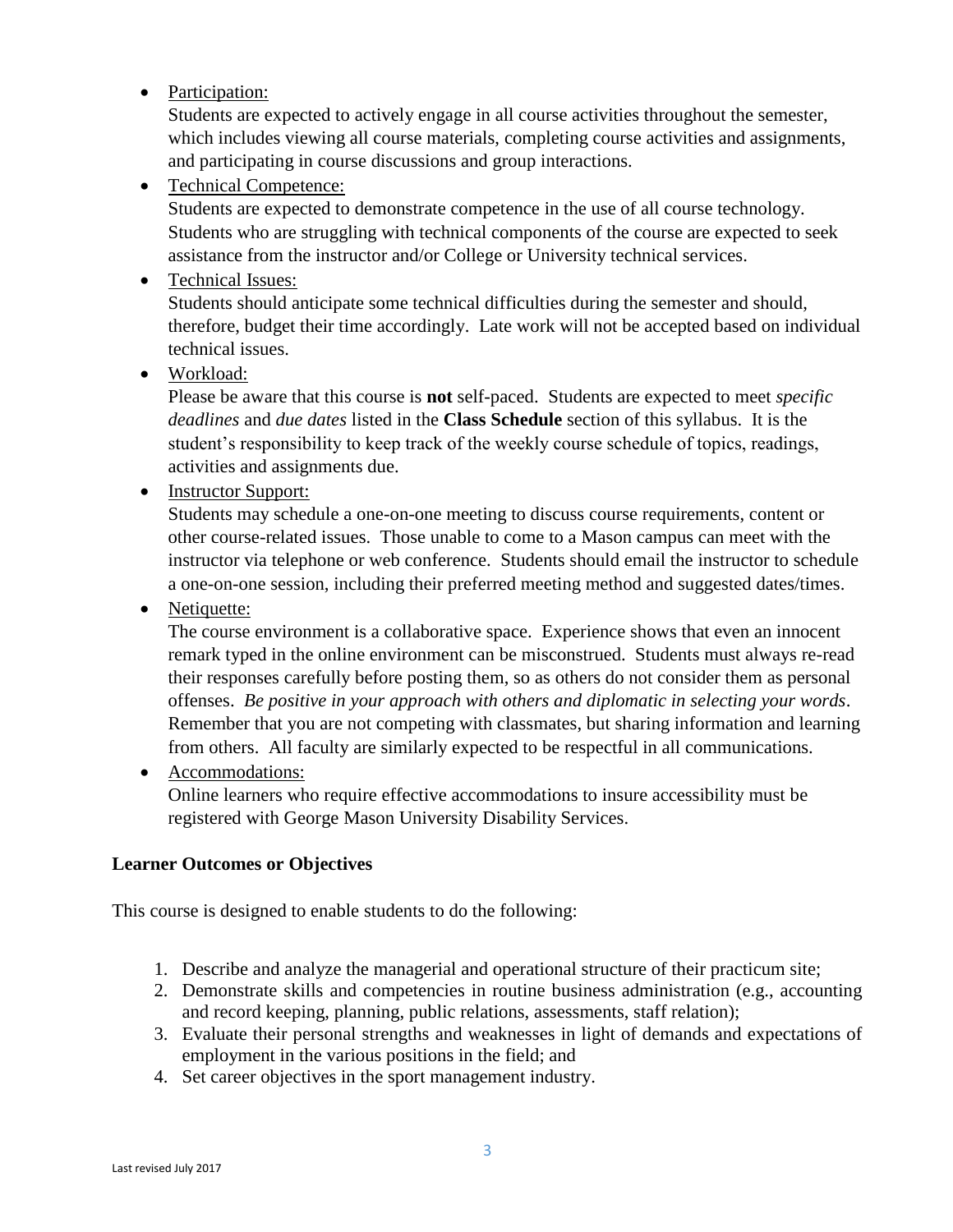- Participation:
  Students are expected to actively engage in all course activities throughout the semester, which includes viewing all course materials, completing course activities and assignments, and participating in course discussions and group interactions.
- Technical Competence:
  Students are expected to demonstrate competence in the use of all course technology. Students who are struggling with technical components of the course are expected to seek assistance from the instructor and/or College or University technical services.
- Technical Issues:
  Students should anticipate some technical difficulties during the semester and should, therefore, budget their time accordingly. Late work will not be accepted based on individual technical issues.
- Workload:
  Please be aware that this course is **not** self-paced. Students are expected to meet *specific deadlines* and *due dates* listed in the **Class Schedule** section of this syllabus. It is the student's responsibility to keep track of the weekly course schedule of topics, readings, activities and assignments due.
- Instructor Support:
  Students may schedule a one-on-one meeting to discuss course requirements, content or other course-related issues. Those unable to come to a Mason campus can meet with the instructor via telephone or web conference. Students should email the instructor to schedule a one-on-one session, including their preferred meeting method and suggested dates/times.
- Netiquette:
  The course environment is a collaborative space. Experience shows that even an innocent remark typed in the online environment can be misconstrued. Students must always re-read their responses carefully before posting them, so as others do not consider them as personal offenses. *Be positive in your approach with others and diplomatic in selecting your words*. Remember that you are not competing with classmates, but sharing information and learning from others. All faculty are similarly expected to be respectful in all communications.
- Accommodations:
  Online learners who require effective accommodations to insure accessibility must be registered with George Mason University Disability Services.

**Learner Outcomes or Objectives**

This course is designed to enable students to do the following:

1. Describe and analyze the managerial and operational structure of their practicum site;
2. Demonstrate skills and competencies in routine business administration (e.g., accounting and record keeping, planning, public relations, assessments, staff relation);
3. Evaluate their personal strengths and weaknesses in light of demands and expectations of employment in the various positions in the field; and
4. Set career objectives in the sport management industry.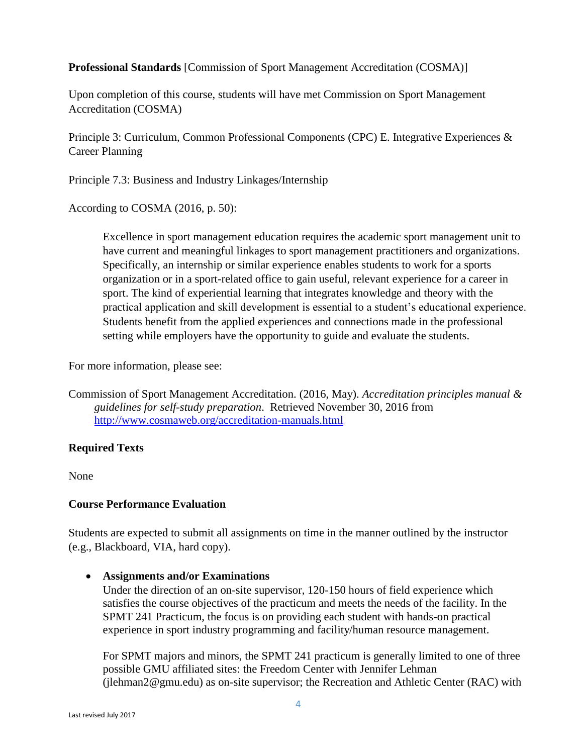**Professional Standards** [Commission of Sport Management Accreditation (COSMA)]

Upon completion of this course, students will have met Commission on Sport Management Accreditation (COSMA)

Principle 3: Curriculum, Common Professional Components (CPC) E. Integrative Experiences & Career Planning

Principle 7.3: Business and Industry Linkages/Internship

According to COSMA (2016, p. 50):

> Excellence in sport management education requires the academic sport management unit to have current and meaningful linkages to sport management practitioners and organizations. Specifically, an internship or similar experience enables students to work for a sports organization or in a sport-related office to gain useful, relevant experience for a career in sport. The kind of experiential learning that integrates knowledge and theory with the practical application and skill development is essential to a student's educational experience. Students benefit from the applied experiences and connections made in the professional setting while employers have the opportunity to guide and evaluate the students.

For more information, please see:

Commission of Sport Management Accreditation. (2016, May). *Accreditation principles manual & guidelines for self-study preparation*. Retrieved November 30, 2016 from [http://www.cosmaweb.org/accreditation-manuals.html](http://www.cosmaweb.org/accreditation-manuals.html)

**Required Texts**

None

**Course Performance Evaluation**

Students are expected to submit all assignments on time in the manner outlined by the instructor (e.g., Blackboard, VIA, hard copy).

- **Assignments and/or Examinations**
  Under the direction of an on-site supervisor, 120-150 hours of field experience which satisfies the course objectives of the practicum and meets the needs of the facility. In the SPMT 241 Practicum, the focus is on providing each student with hands-on practical experience in sport industry programming and facility/human resource management.

  For SPMT majors and minors, the SPMT 241 practicum is generally limited to one of three possible GMU affiliated sites: the Freedom Center with Jennifer Lehman (jlehman2@gmu.edu) as on-site supervisor; the Recreation and Athletic Center (RAC) with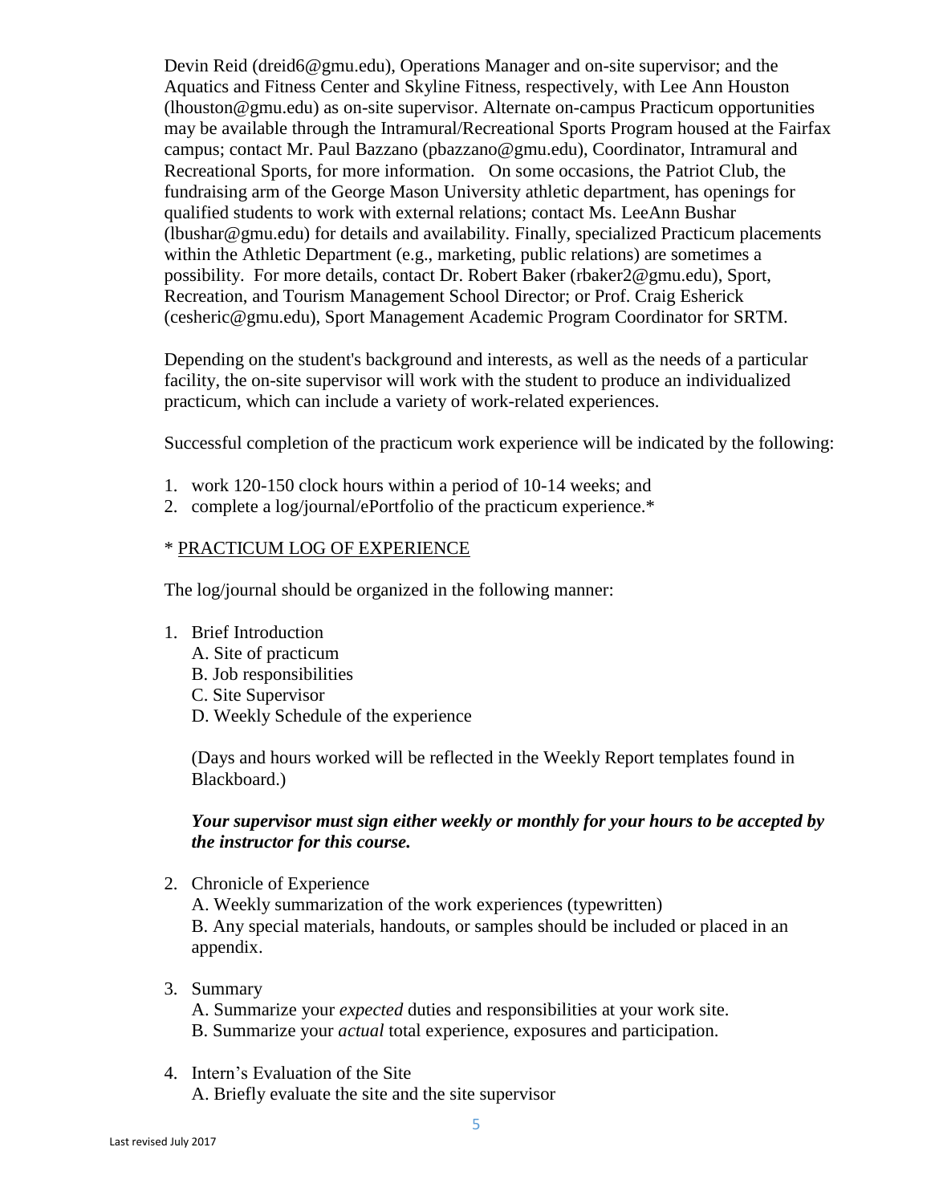Devin Reid (dreid6@gmu.edu), Operations Manager and on-site supervisor; and the Aquatics and Fitness Center and Skyline Fitness, respectively, with Lee Ann Houston (lhouston@gmu.edu) as on-site supervisor. Alternate on-campus Practicum opportunities may be available through the Intramural/Recreational Sports Program housed at the Fairfax campus; contact Mr. Paul Bazzano (pbazzano@gmu.edu), Coordinator, Intramural and Recreational Sports, for more information. On some occasions, the Patriot Club, the fundraising arm of the George Mason University athletic department, has openings for qualified students to work with external relations; contact Ms. LeeAnn Bushar (lbushar@gmu.edu) for details and availability. Finally, specialized Practicum placements within the Athletic Department (e.g., marketing, public relations) are sometimes a possibility. For more details, contact Dr. Robert Baker (rbaker2@gmu.edu), Sport, Recreation, and Tourism Management School Director; or Prof. Craig Esherick (cesheric@gmu.edu), Sport Management Academic Program Coordinator for SRTM.

Depending on the student's background and interests, as well as the needs of a particular facility, the on-site supervisor will work with the student to produce an individualized practicum, which can include a variety of work-related experiences.

Successful completion of the practicum work experience will be indicated by the following:

1. work 120-150 clock hours within a period of 10-14 weeks; and
2. complete a log/journal/ePortfolio of the practicum experience.*

\* PRACTICUM LOG OF EXPERIENCE

The log/journal should be organized in the following manner:

1. Brief Introduction
   A. Site of practicum
   B. Job responsibilities
   C. Site Supervisor
   D. Weekly Schedule of the experience

   (Days and hours worked will be reflected in the Weekly Report templates found in Blackboard.)

   ***Your supervisor must sign either weekly or monthly for your hours to be accepted by the instructor for this course.***

2. Chronicle of Experience
   A. Weekly summarization of the work experiences (typewritten)
   B. Any special materials, handouts, or samples should be included or placed in an appendix.

3. Summary
   A. Summarize your *expected* duties and responsibilities at your work site.
   B. Summarize your *actual* total experience, exposures and participation.

4. Intern's Evaluation of the Site
   A. Briefly evaluate the site and the site supervisor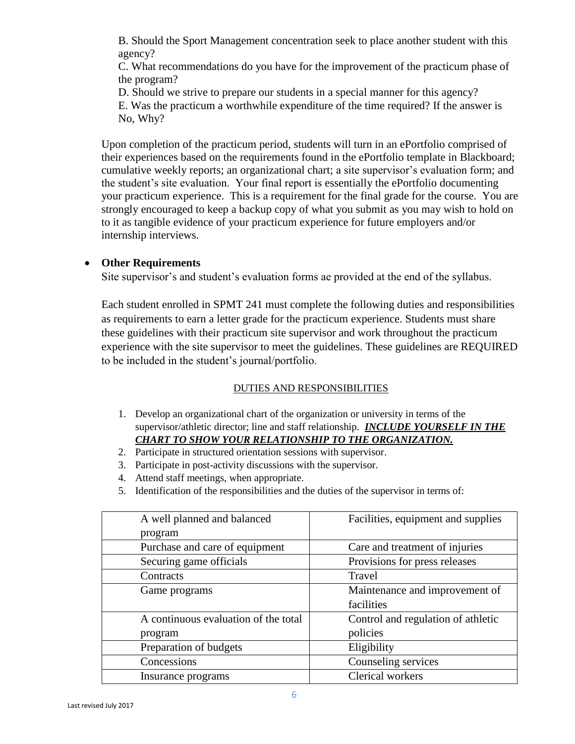B. Should the Sport Management concentration seek to place another student with this agency?

C. What recommendations do you have for the improvement of the practicum phase of the program?

D. Should we strive to prepare our students in a special manner for this agency?

E. Was the practicum a worthwhile expenditure of the time required? If the answer is No, Why?

Upon completion of the practicum period, students will turn in an ePortfolio comprised of their experiences based on the requirements found in the ePortfolio template in Blackboard; cumulative weekly reports; an organizational chart; a site supervisor's evaluation form; and the student's site evaluation. Your final report is essentially the ePortfolio documenting your practicum experience. This is a requirement for the final grade for the course. You are strongly encouraged to keep a backup copy of what you submit as you may wish to hold on to it as tangible evidence of your practicum experience for future employers and/or internship interviews.

- **Other Requirements**

  Site supervisor's and student's evaluation forms ae provided at the end of the syllabus.

  Each student enrolled in SPMT 241 must complete the following duties and responsibilities as requirements to earn a letter grade for the practicum experience. Students must share these guidelines with their practicum site supervisor and work throughout the practicum experience with the site supervisor to meet the guidelines. These guidelines are REQUIRED to be included in the student's journal/portfolio.

<u>DUTIES AND RESPONSIBILITIES</u>

1. Develop an organizational chart of the organization or university in terms of the supervisor/athletic director; line and staff relationship. <u>***INCLUDE YOURSELF IN THE CHART TO SHOW YOUR RELATIONSHIP TO THE ORGANIZATION.***</u>
2. Participate in structured orientation sessions with supervisor.
3. Participate in post-activity discussions with the supervisor.
4. Attend staff meetings, when appropriate.
5. Identification of the responsibilities and the duties of the supervisor in terms of:

| A well planned and balanced program | Facilities, equipment and supplies |
|---|---|
| Purchase and care of equipment | Care and treatment of injuries |
| Securing game officials | Provisions for press releases |
| Contracts | Travel |
| Game programs | Maintenance and improvement of facilities |
| A continuous evaluation of the total program | Control and regulation of athletic policies |
| Preparation of budgets | Eligibility |
| Concessions | Counseling services |
| Insurance programs | Clerical workers |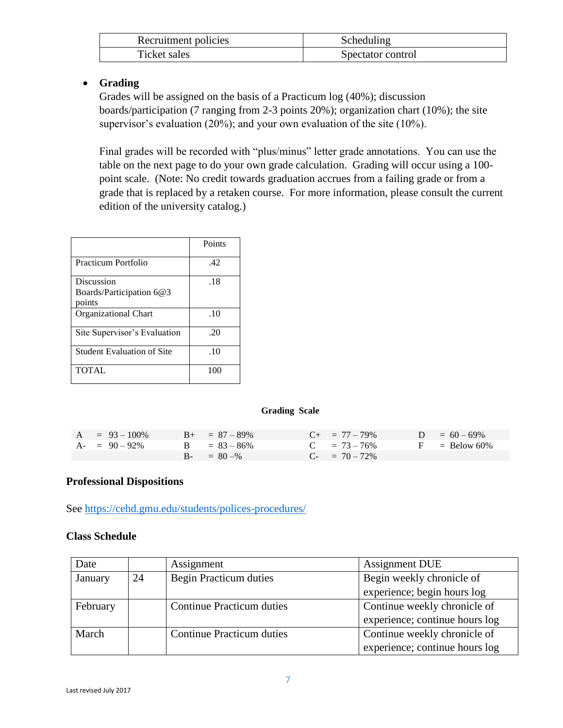| Recruitment policies | Scheduling |
|---|---|
| Ticket sales | Spectator control |

- **Grading**
  Grades will be assigned on the basis of a Practicum log (40%); discussion boards/participation (7 ranging from 2-3 points 20%); organization chart (10%); the site supervisor's evaluation (20%); and your own evaluation of the site (10%).

  Final grades will be recorded with "plus/minus" letter grade annotations. You can use the table on the next page to do your own grade calculation. Grading will occur using a 100-point scale. (Note: No credit towards graduation accrues from a failing grade or from a grade that is replaced by a retaken course. For more information, please consult the current edition of the university catalog.)

| | Points |
|---|---|
| Practicum Portfolio | .42 |
| Discussion Boards/Participation 6@3 points | .18 |
| Organizational Chart | .10 |
| Site Supervisor's Evaluation | .20 |
| Student Evaluation of Site | .10 |
| TOTAL | 100 |

**Grading Scale**

| | | | |
|---|---|---|---|
| A = 93 – 100% | B+ = 87 – 89% | C+ = 77 – 79% | D = 60 – 69% |
| A- = 90 – 92% | B = 83 – 86% | C = 73 – 76% | F = Below 60% |
| | B- = 80 –% | C- = 70 – 72% | |

### Professional Dispositions

See https://cehd.gmu.edu/students/polices-procedures/

### Class Schedule

| Date | | Assignment | Assignment DUE |
|---|---|---|---|
| January | 24 | Begin Practicum duties | Begin weekly chronicle of experience; begin hours log |
| February | | Continue Practicum duties | Continue weekly chronicle of experience; continue hours log |
| March | | Continue Practicum duties | Continue weekly chronicle of experience; continue hours log |

Last revised July 2017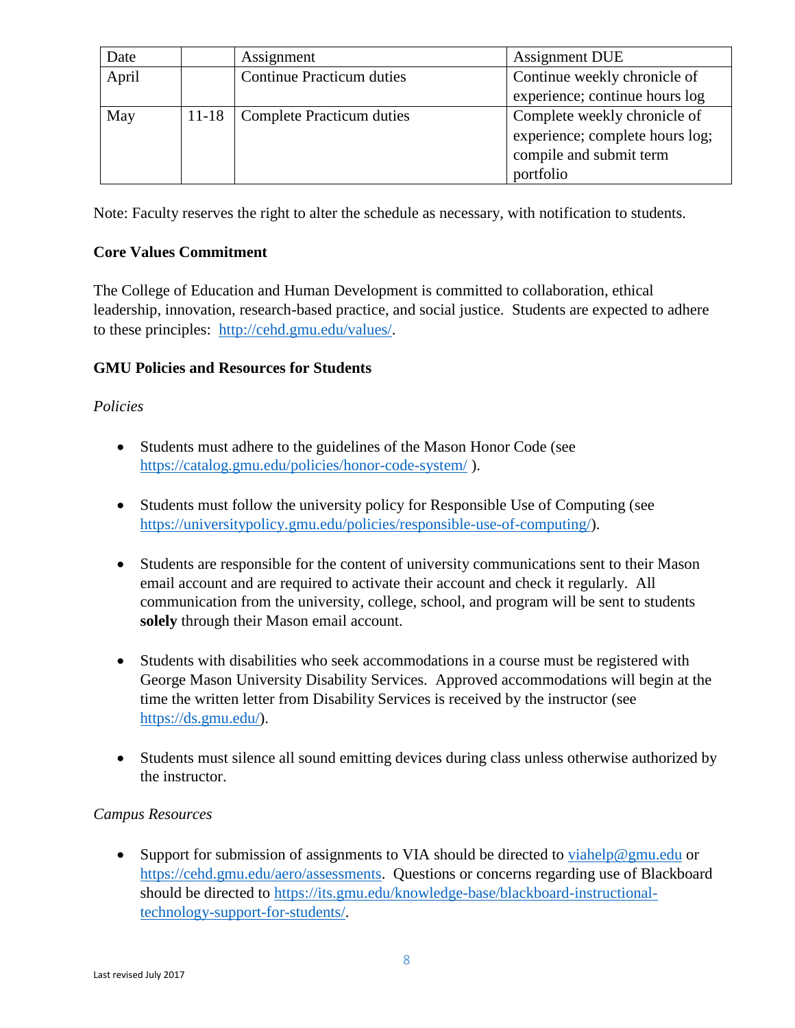| Date | | Assignment | Assignment DUE |
|---|---|---|---|
| April | | Continue Practicum duties | Continue weekly chronicle of experience; continue hours log |
| May | 11-18 | Complete Practicum duties | Complete weekly chronicle of experience; complete hours log; compile and submit term portfolio |

Note: Faculty reserves the right to alter the schedule as necessary, with notification to students.

**Core Values Commitment**

The College of Education and Human Development is committed to collaboration, ethical leadership, innovation, research-based practice, and social justice. Students are expected to adhere to these principles: http://cehd.gmu.edu/values/.

**GMU Policies and Resources for Students**

*Policies*

- Students must adhere to the guidelines of the Mason Honor Code (see https://catalog.gmu.edu/policies/honor-code-system/ ).

- Students must follow the university policy for Responsible Use of Computing (see https://universitypolicy.gmu.edu/policies/responsible-use-of-computing/).

- Students are responsible for the content of university communications sent to their Mason email account and are required to activate their account and check it regularly. All communication from the university, college, school, and program will be sent to students **solely** through their Mason email account.

- Students with disabilities who seek accommodations in a course must be registered with George Mason University Disability Services. Approved accommodations will begin at the time the written letter from Disability Services is received by the instructor (see https://ds.gmu.edu/).

- Students must silence all sound emitting devices during class unless otherwise authorized by the instructor.

*Campus Resources*

- Support for submission of assignments to VIA should be directed to viahelp@gmu.edu or https://cehd.gmu.edu/aero/assessments. Questions or concerns regarding use of Blackboard should be directed to https://its.gmu.edu/knowledge-base/blackboard-instructional-technology-support-for-students/.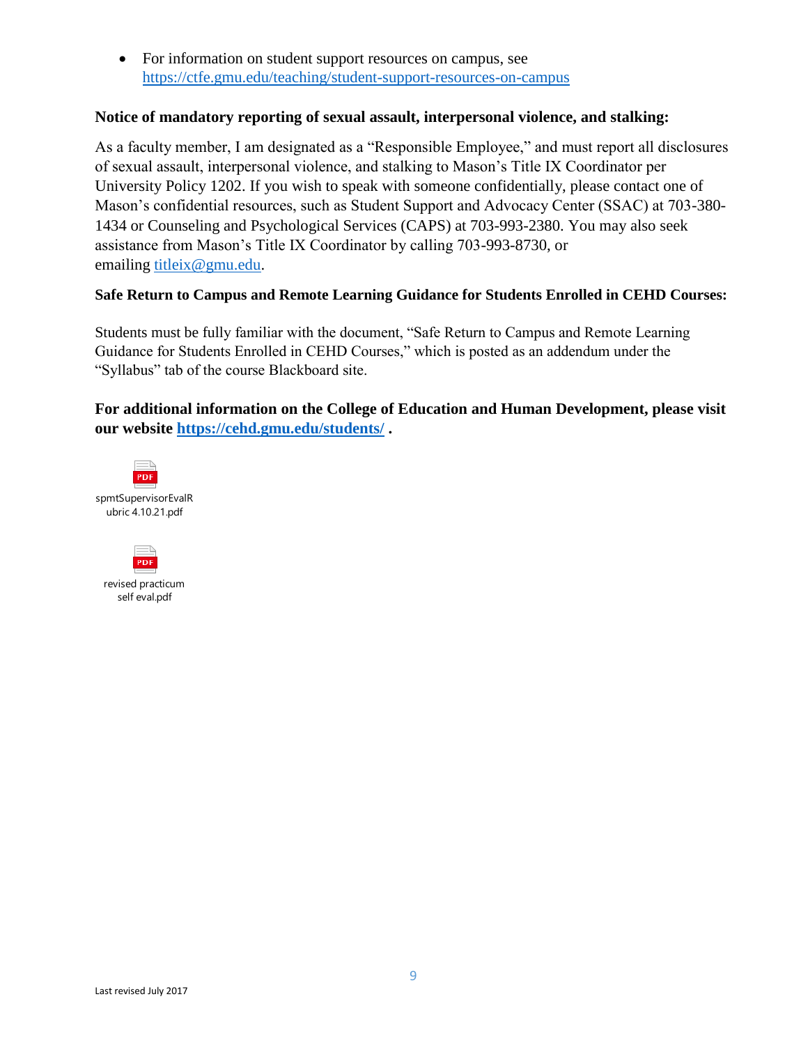- For information on student support resources on campus, see https://ctfe.gmu.edu/teaching/student-support-resources-on-campus

**Notice of mandatory reporting of sexual assault, interpersonal violence, and stalking:**

As a faculty member, I am designated as a "Responsible Employee," and must report all disclosures of sexual assault, interpersonal violence, and stalking to Mason's Title IX Coordinator per University Policy 1202. If you wish to speak with someone confidentially, please contact one of Mason's confidential resources, such as Student Support and Advocacy Center (SSAC) at 703-380-1434 or Counseling and Psychological Services (CAPS) at 703-993-2380. You may also seek assistance from Mason's Title IX Coordinator by calling 703-993-8730, or emailing titleix@gmu.edu.

**Safe Return to Campus and Remote Learning Guidance for Students Enrolled in CEHD Courses:**

Students must be fully familiar with the document, "Safe Return to Campus and Remote Learning Guidance for Students Enrolled in CEHD Courses," which is posted as an addendum under the "Syllabus" tab of the course Blackboard site.

**For additional information on the College of Education and Human Development, please visit our website https://cehd.gmu.edu/students/ .**

spmtSupervisorEvalRubric 4.10.21.pdf

revised practicum self eval.pdf

Last revised July 2017